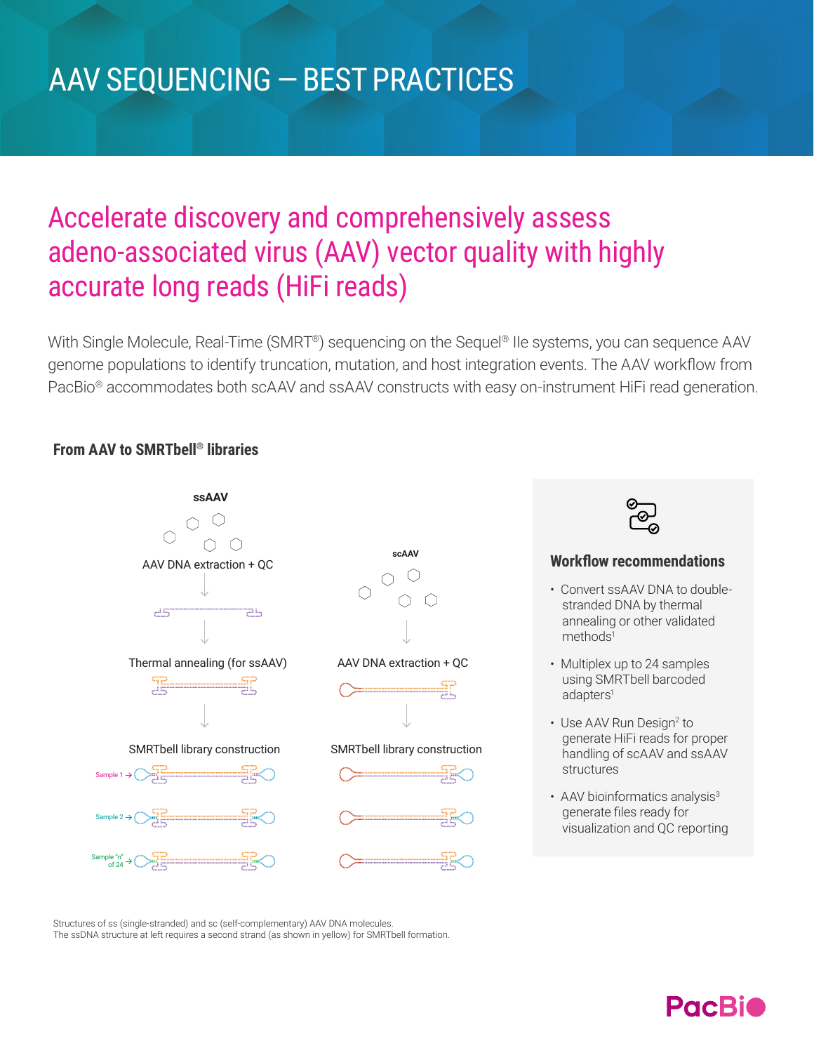# AAV SEQUENCING — BEST PRACTICES

## Accelerate discovery and comprehensively assess adeno-associated virus (AAV) vector quality with highly accurate long reads (HiFi reads)

With Single Molecule, Real-Time (SMRT®) sequencing on the Sequel® IIe systems, you can sequence AAV genome populations to identify truncation, mutation, and host integration events. The AAV workflow from PacBio® accommodates both scAAV and ssAAV constructs with easy on-instrument HiFi read generation.

### From AAV to SMRTbell® libraries

**ssAAV**

AAV DNA extraction + QC

Thermal annealing (for ssAAV)

SMRTbell library construction

Sample 1

Sample 2

Sample "n" of 24

**scAAV**

AAV DNA extraction + QC

SMRTbell library construction

Structures of ss (single-stranded) and sc (self-complementary) AAV DNA molecules.
The ssDNA structure at left requires a second strand (as shown in yellow) for SMRTbell formation.

### Workflow recommendations

- Convert ssAAV DNA to double-stranded DNA by thermal annealing or other validated methods[1]
- Multiplex up to 24 samples using SMRTbell barcoded adapters[1]
- Use AAV Run Design[2] to generate HiFi reads for proper handling of scAAV and ssAAV structures
- AAV bioinformatics analysis[3] generate files ready for visualization and QC reporting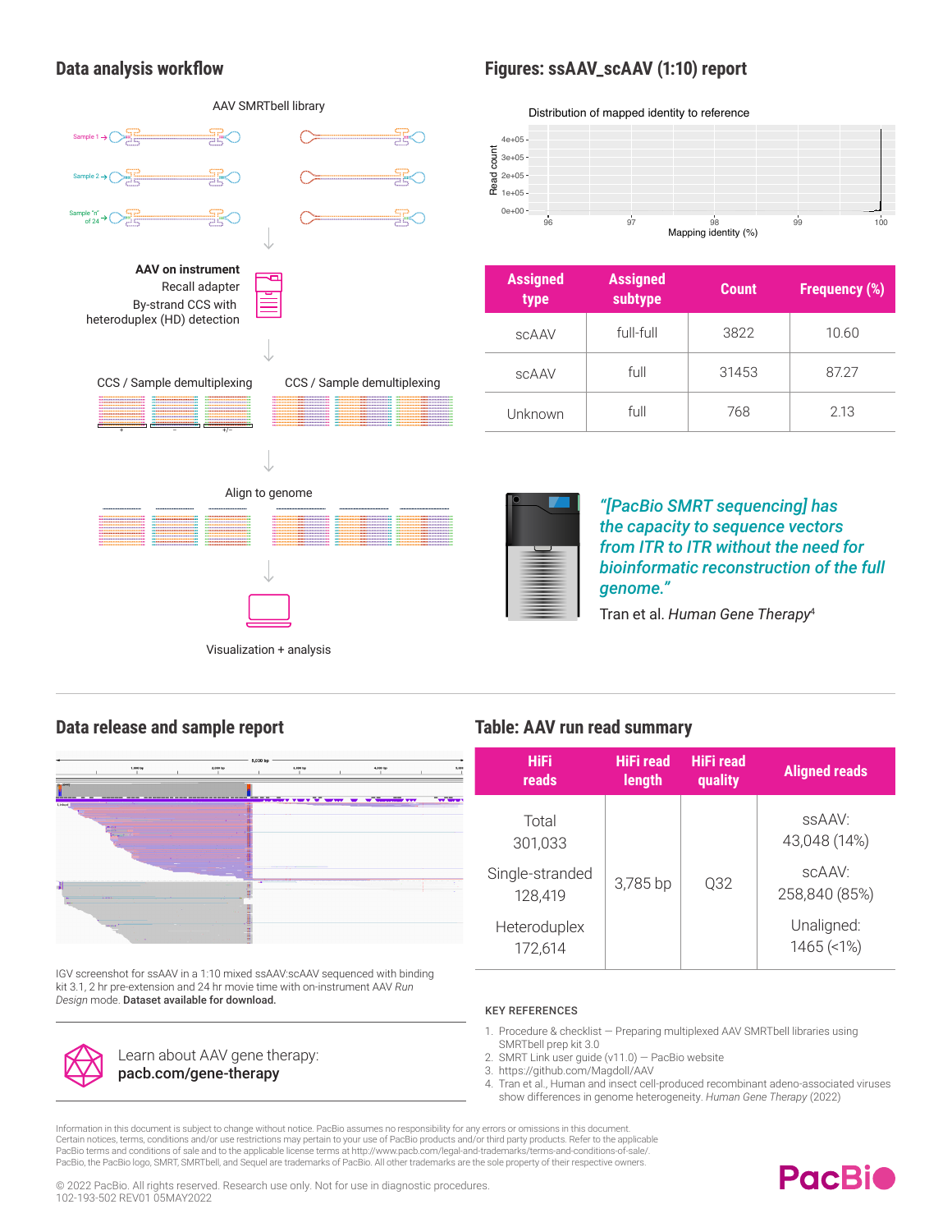## Data analysis workflow

AAV SMRTbell library

Sample 1
Sample 2
Sample "n" of 24

**AAV on instrument**
Recall adapter
By-strand CCS with heteroduplex (HD) detection

CCS / Sample demultiplexing

CCS / Sample demultiplexing

Align to genome

Visualization + analysis

## Figures: ssAAV_scAAV (1:10) report

Distribution of mapped identity to reference

Read count

4e+05
3e+05
2e+05
1e+05
0e+00

96
97
98
99
100

Mapping identity (%)

| Assigned type | Assigned subtype | Count | Frequency (%) |
|---|---|---|---|
| scAAV | full-full | 3822 | 10.60 |
| scAAV | full | 31453 | 87.27 |
| Unknown | full | 768 | 2.13 |

*"[PacBio SMRT sequencing] has the capacity to sequence vectors from ITR to ITR without the need for bioinformatic reconstruction of the full genome."*

Tran et al. *Human Gene Therapy*[4]

## Data release and sample report

IGV screenshot for ssAAV in a 1:10 mixed ssAAV:scAAV sequenced with binding kit 3.1, 2 hr pre-extension and 24 hr movie time with on-instrument AAV *Run Design* mode. **Dataset available for download.**

Learn about AAV gene therapy:
**pacb.com/gene-therapy**

## Table: AAV run read summary

| HiFi reads | HiFi read length | HiFi read quality | Aligned reads |
|---|---|---|---|
| Total 301,033 | 3,785 bp | Q32 | ssAAV: 43,048 (14%) |
| Single-stranded 128,419 | | | scAAV: 258,840 (85%) |
| Heteroduplex 172,614 | | | Unaligned: 1465 (<1%) |

### KEY REFERENCES

1. Procedure & checklist — Preparing multiplexed AAV SMRTbell libraries using SMRTbell prep kit 3.0
2. SMRT Link user guide (v11.0) — PacBio website
3. https://github.com/Magdoll/AAV
4. Tran et al., Human and insect cell-produced recombinant adeno-associated viruses show differences in genome heterogeneity. *Human Gene Therapy* (2022)

Information in this document is subject to change without notice. PacBio assumes no responsibility for any errors or omissions in this document. Certain notices, terms, conditions and/or use restrictions may pertain to your use of PacBio products and/or third party products. Refer to the applicable PacBio terms and conditions of sale and to the applicable license terms at http://www.pacb.com/legal-and-trademarks/terms-and-conditions-of-sale/. PacBio, the PacBio logo, SMRT, SMRTbell, and Sequel are trademarks of PacBio. All other trademarks are the sole property of their respective owners.

© 2022 PacBio. All rights reserved. Research use only. Not for use in diagnostic procedures.
102-193-502 REV01 05MAY2022

PacBio